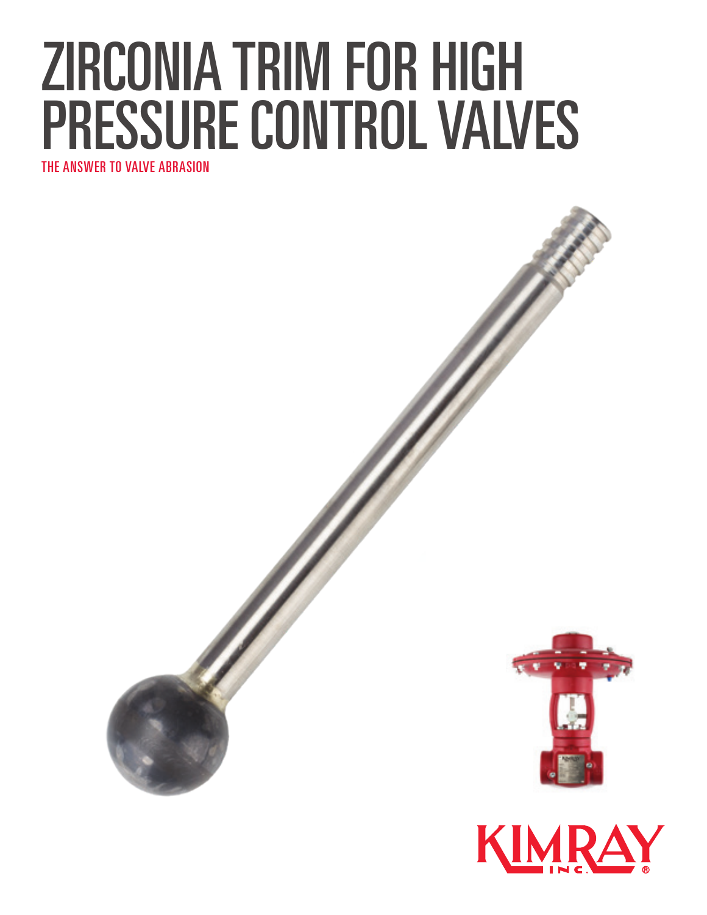# ZIRCONIA TRIM FOR HIGH PRESSURE CONTROL VALVES

THE ANSWER TO VALVE ABRASION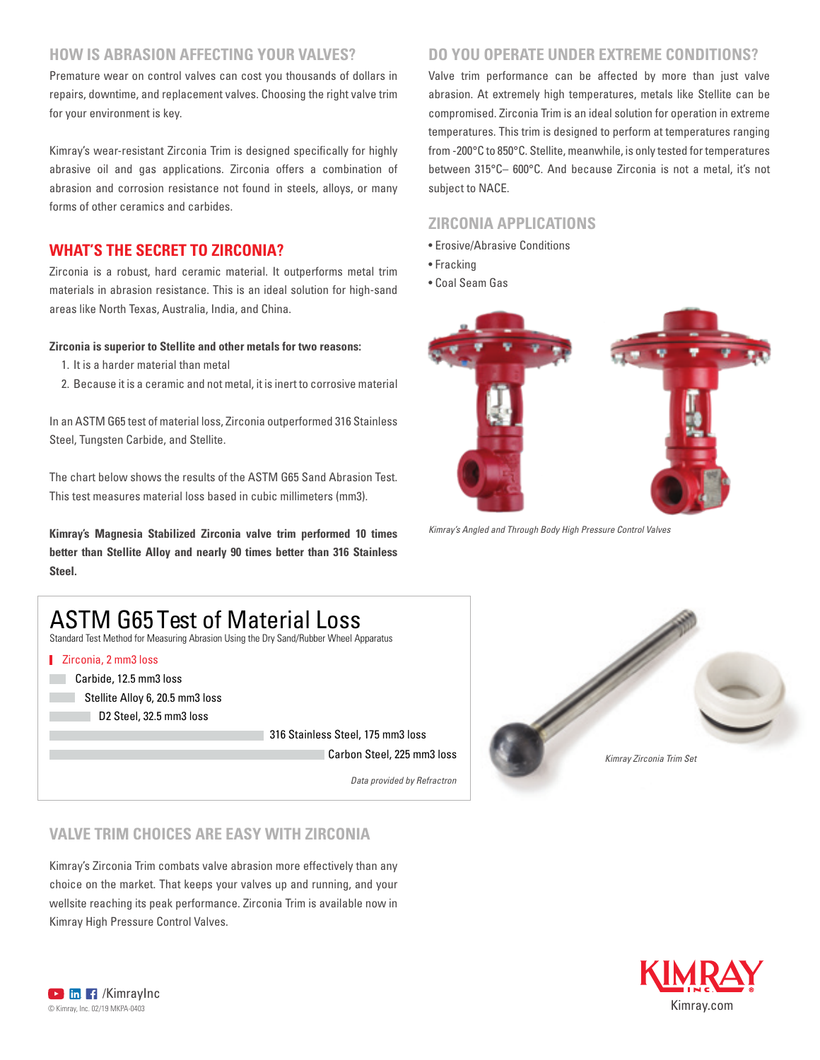## HOW IS ABRASION AFFECTING YOUR VALVES?

Premature wear on control valves can cost you thousands of dollars in repairs, downtime, and replacement valves. Choosing the right valve trim for your environment is key.

Kimray's wear-resistant Zirconia Trim is designed specifically for highly abrasive oil and gas applications. Zirconia offers a combination of abrasion and corrosion resistance not found in steels, alloys, or many forms of other ceramics and carbides.

## WHAT'S THE SECRET TO ZIRCONIA?

Zirconia is a robust, hard ceramic material. It outperforms metal trim materials in abrasion resistance. This is an ideal solution for high-sand areas like North Texas, Australia, India, and China.

**Zirconia is superior to Stellite and other metals for two reasons:**

1. It is a harder material than metal
2. Because it is a ceramic and not metal, it is inert to corrosive material

In an ASTM G65 test of material loss, Zirconia outperformed 316 Stainless Steel, Tungsten Carbide, and Stellite.

The chart below shows the results of the ASTM G65 Sand Abrasion Test. This test measures material loss based in cubic millimeters (mm3).

**Kimray's Magnesia Stabilized Zirconia valve trim performed 10 times better than Stellite Alloy and nearly 90 times better than 316 Stainless Steel.**

## ASTM G65 Test of Material Loss

Standard Test Method for Measuring Abrasion Using the Dry Sand/Rubber Wheel Apparatus

Zirconia, 2 mm3 loss

Carbide, 12.5 mm3 loss

Stellite Alloy 6, 20.5 mm3 loss

D2 Steel, 32.5 mm3 loss

316 Stainless Steel, 175 mm3 loss

Carbon Steel, 225 mm3 loss

*Data provided by Refractron*

## VALVE TRIM CHOICES ARE EASY WITH ZIRCONIA

Kimray's Zirconia Trim combats valve abrasion more effectively than any choice on the market. That keeps your valves up and running, and your wellsite reaching its peak performance. Zirconia Trim is available now in Kimray High Pressure Control Valves.

## DO YOU OPERATE UNDER EXTREME CONDITIONS?

Valve trim performance can be affected by more than just valve abrasion. At extremely high temperatures, metals like Stellite can be compromised. Zirconia Trim is an ideal solution for operation in extreme temperatures. This trim is designed to perform at temperatures ranging from -200°C to 850°C. Stellite, meanwhile, is only tested for temperatures between 315°C– 600°C. And because Zirconia is not a metal, it's not subject to NACE.

## ZIRCONIA APPLICATIONS

- Erosive/Abrasive Conditions
- Fracking
- Coal Seam Gas

*Kimray's Angled and Through Body High Pressure Control Valves*

*Kimray Zirconia Trim Set*

/KimrayInc

© Kimray, Inc. 02/19 MKPA-0403

KIMRAY INC.

Kimray.com